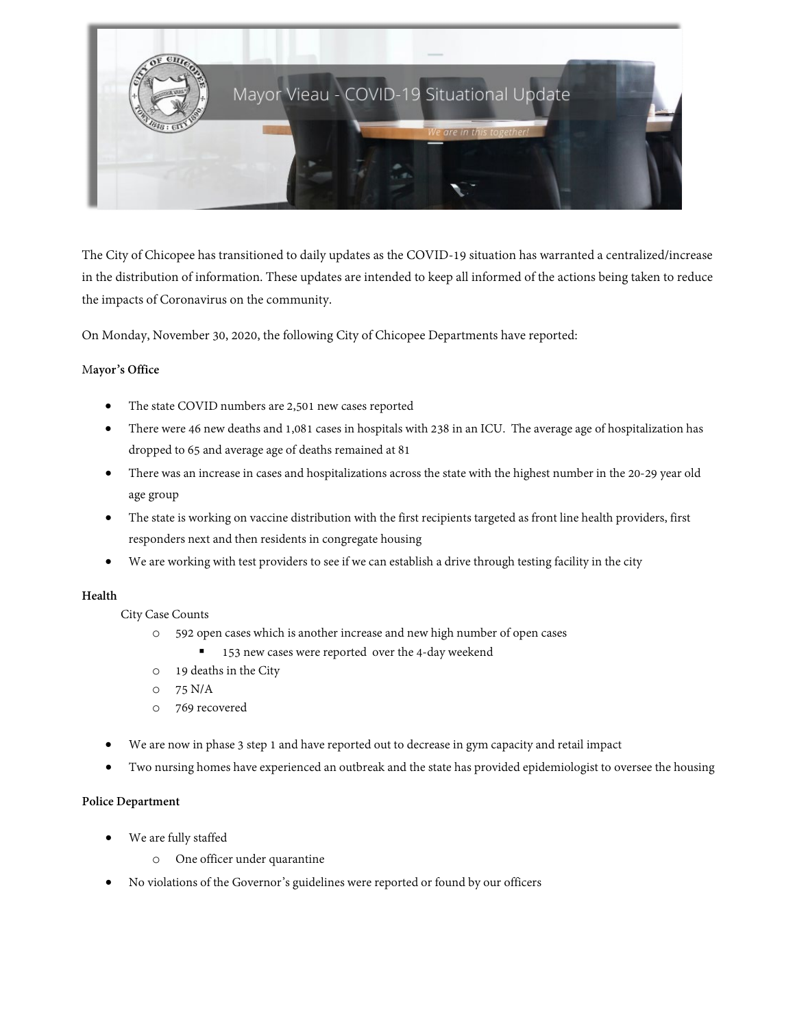# Mayor Vieau - COVID-19 Situational Update

*We are in this together!*

The City of Chicopee has transitioned to daily updates as the COVID-19 situation has warranted a centralized/increase in the distribution of information. These updates are intended to keep all informed of the actions being taken to reduce the impacts of Coronavirus on the community.

On Monday, November 30, 2020, the following City of Chicopee Departments have reported:

**Mayor's Office**

- The state COVID numbers are 2,501 new cases reported
- There were 46 new deaths and 1,081 cases in hospitals with 238 in an ICU. The average age of hospitalization has dropped to 65 and average age of deaths remained at 81
- There was an increase in cases and hospitalizations across the state with the highest number in the 20-29 year old age group
- The state is working on vaccine distribution with the first recipients targeted as front line health providers, first responders next and then residents in congregate housing
- We are working with test providers to see if we can establish a drive through testing facility in the city

**Health**

City Case Counts

- 592 open cases which is another increase and new high number of open cases
    - 153 new cases were reported over the 4-day weekend
- 19 deaths in the City
- 75 N/A
- 769 recovered

- We are now in phase 3 step 1 and have reported out to decrease in gym capacity and retail impact
- Two nursing homes have experienced an outbreak and the state has provided epidemiologist to oversee the housing

**Police Department**

- We are fully staffed
    - One officer under quarantine
- No violations of the Governor's guidelines were reported or found by our officers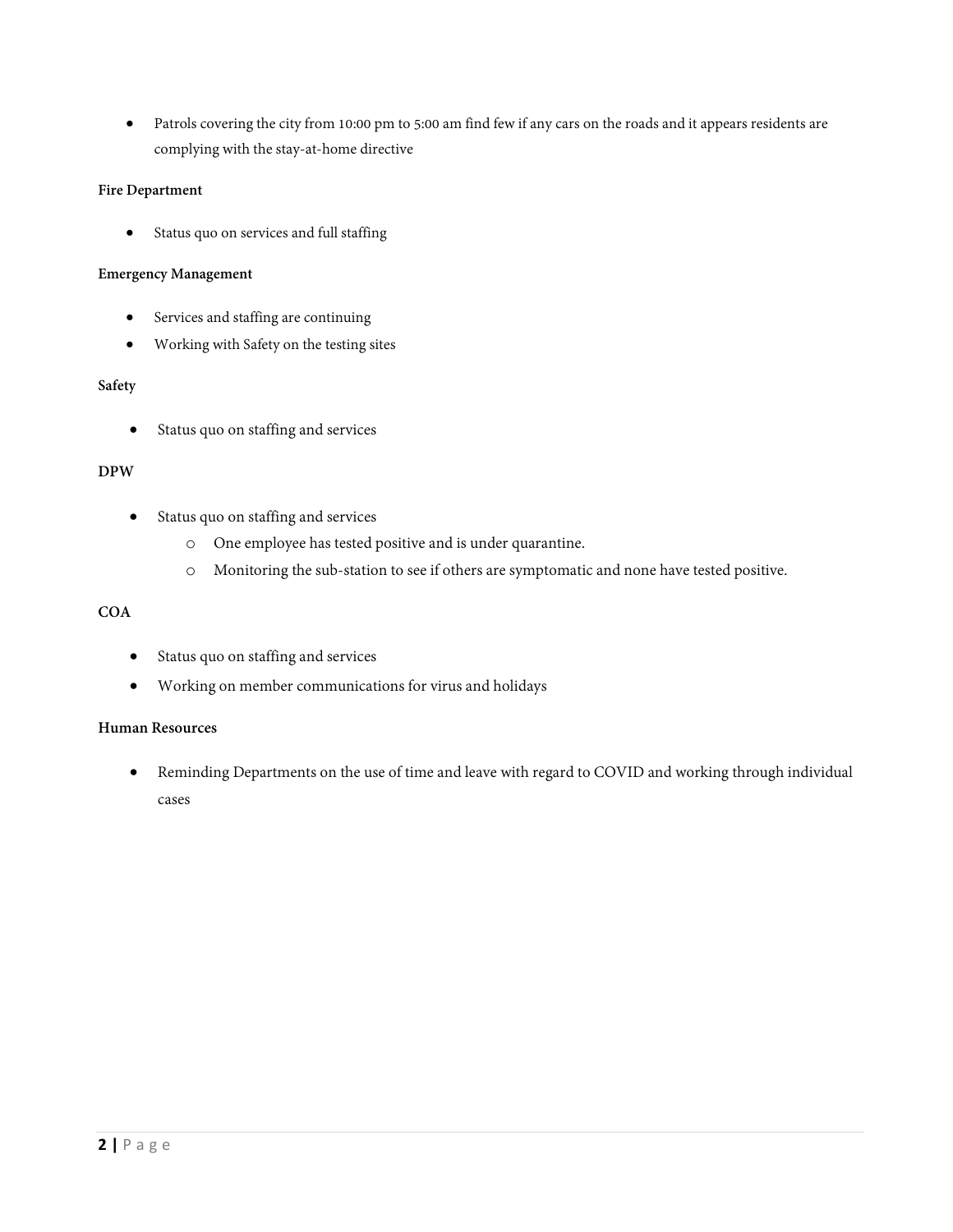- Patrols covering the city from 10:00 pm to 5:00 am find few if any cars on the roads and it appears residents are complying with the stay-at-home directive

**Fire Department**

- Status quo on services and full staffing

**Emergency Management**

- Services and staffing are continuing
- Working with Safety on the testing sites

**Safety**

- Status quo on staffing and services

**DPW**

- Status quo on staffing and services
  - One employee has tested positive and is under quarantine.
  - Monitoring the sub-station to see if others are symptomatic and none have tested positive.

**COA**

- Status quo on staffing and services
- Working on member communications for virus and holidays

**Human Resources**

- Reminding Departments on the use of time and leave with regard to COVID and working through individual cases